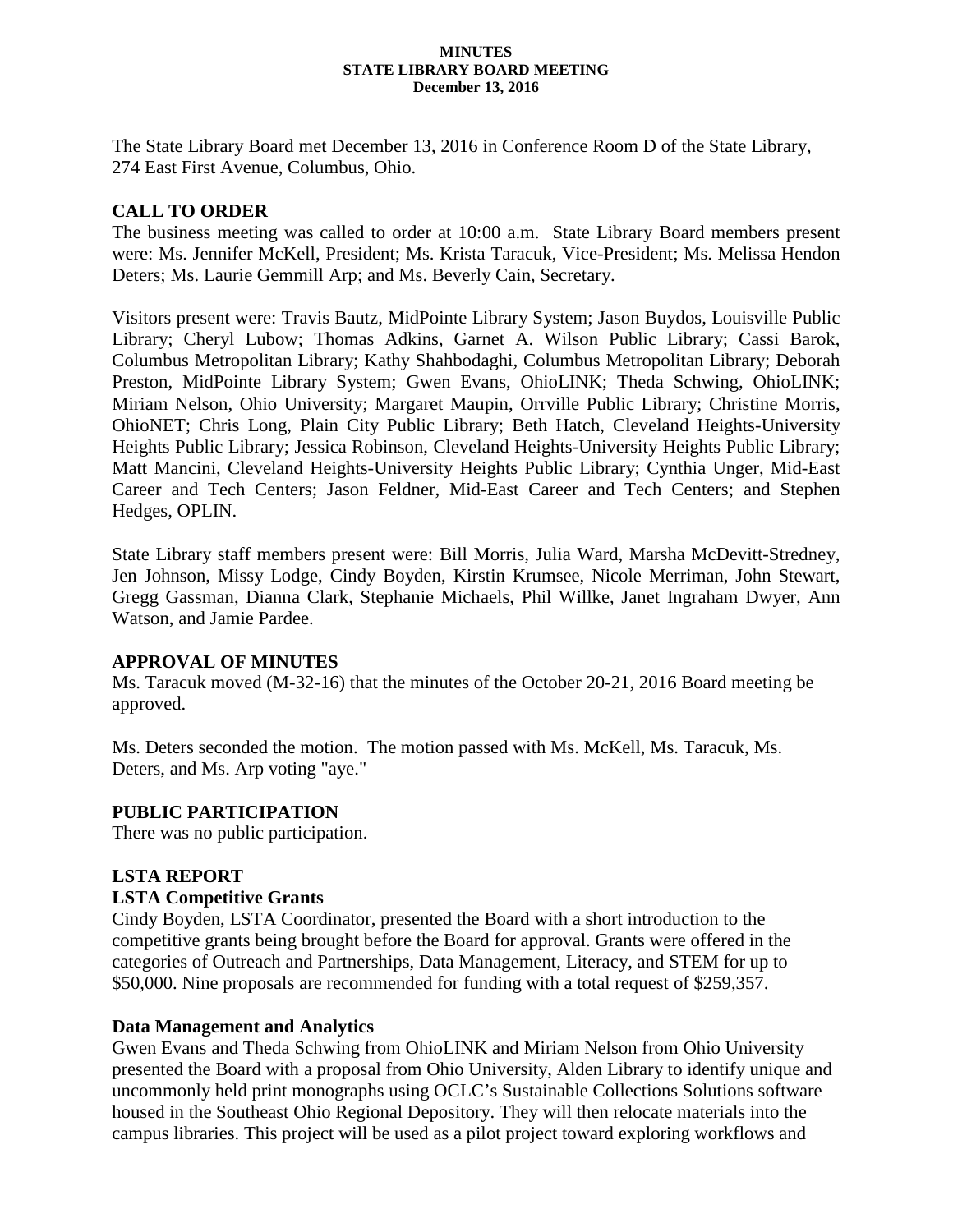# MINUTES
## STATE LIBRARY BOARD MEETING
### December 13, 2016

The State Library Board met December 13, 2016 in Conference Room D of the State Library, 274 East First Avenue, Columbus, Ohio.

## CALL TO ORDER

The business meeting was called to order at 10:00 a.m. State Library Board members present were: Ms. Jennifer McKell, President; Ms. Krista Taracuk, Vice-President; Ms. Melissa Hendon Deters; Ms. Laurie Gemmill Arp; and Ms. Beverly Cain, Secretary.

Visitors present were: Travis Bautz, MidPointe Library System; Jason Buydos, Louisville Public Library; Cheryl Lubow; Thomas Adkins, Garnet A. Wilson Public Library; Cassi Barok, Columbus Metropolitan Library; Kathy Shahbodaghi, Columbus Metropolitan Library; Deborah Preston, MidPointe Library System; Gwen Evans, OhioLINK; Theda Schwing, OhioLINK; Miriam Nelson, Ohio University; Margaret Maupin, Orrville Public Library; Christine Morris, OhioNET; Chris Long, Plain City Public Library; Beth Hatch, Cleveland Heights-University Heights Public Library; Jessica Robinson, Cleveland Heights-University Heights Public Library; Matt Mancini, Cleveland Heights-University Heights Public Library; Cynthia Unger, Mid-East Career and Tech Centers; Jason Feldner, Mid-East Career and Tech Centers; and Stephen Hedges, OPLIN.

State Library staff members present were: Bill Morris, Julia Ward, Marsha McDevitt-Stredney, Jen Johnson, Missy Lodge, Cindy Boyden, Kirstin Krumsee, Nicole Merriman, John Stewart, Gregg Gassman, Dianna Clark, Stephanie Michaels, Phil Willke, Janet Ingraham Dwyer, Ann Watson, and Jamie Pardee.

## APPROVAL OF MINUTES

Ms. Taracuk moved (M-32-16) that the minutes of the October 20-21, 2016 Board meeting be approved.

Ms. Deters seconded the motion. The motion passed with Ms. McKell, Ms. Taracuk, Ms. Deters, and Ms. Arp voting "aye."

## PUBLIC PARTICIPATION

There was no public participation.

## LSTA REPORT

### LSTA Competitive Grants

Cindy Boyden, LSTA Coordinator, presented the Board with a short introduction to the competitive grants being brought before the Board for approval. Grants were offered in the categories of Outreach and Partnerships, Data Management, Literacy, and STEM for up to $50,000. Nine proposals are recommended for funding with a total request of $259,357.

### Data Management and Analytics

Gwen Evans and Theda Schwing from OhioLINK and Miriam Nelson from Ohio University presented the Board with a proposal from Ohio University, Alden Library to identify unique and uncommonly held print monographs using OCLC's Sustainable Collections Solutions software housed in the Southeast Ohio Regional Depository. They will then relocate materials into the campus libraries. This project will be used as a pilot project toward exploring workflows and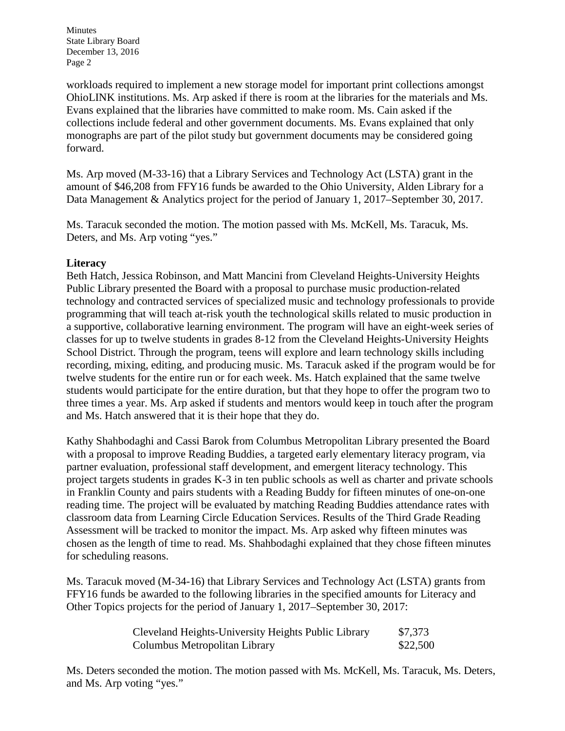workloads required to implement a new storage model for important print collections amongst OhioLINK institutions. Ms. Arp asked if there is room at the libraries for the materials and Ms. Evans explained that the libraries have committed to make room. Ms. Cain asked if the collections include federal and other government documents. Ms. Evans explained that only monographs are part of the pilot study but government documents may be considered going forward.

Ms. Arp moved (M-33-16) that a Library Services and Technology Act (LSTA) grant in the amount of $46,208 from FFY16 funds be awarded to the Ohio University, Alden Library for a Data Management & Analytics project for the period of January 1, 2017–September 30, 2017.

Ms. Taracuk seconded the motion. The motion passed with Ms. McKell, Ms. Taracuk, Ms. Deters, and Ms. Arp voting "yes."

**Literacy**

Beth Hatch, Jessica Robinson, and Matt Mancini from Cleveland Heights-University Heights Public Library presented the Board with a proposal to purchase music production-related technology and contracted services of specialized music and technology professionals to provide programming that will teach at-risk youth the technological skills related to music production in a supportive, collaborative learning environment. The program will have an eight-week series of classes for up to twelve students in grades 8-12 from the Cleveland Heights-University Heights School District. Through the program, teens will explore and learn technology skills including recording, mixing, editing, and producing music. Ms. Taracuk asked if the program would be for twelve students for the entire run or for each week. Ms. Hatch explained that the same twelve students would participate for the entire duration, but that they hope to offer the program two to three times a year. Ms. Arp asked if students and mentors would keep in touch after the program and Ms. Hatch answered that it is their hope that they do.

Kathy Shahbodaghi and Cassi Barok from Columbus Metropolitan Library presented the Board with a proposal to improve Reading Buddies, a targeted early elementary literacy program, via partner evaluation, professional staff development, and emergent literacy technology. This project targets students in grades K-3 in ten public schools as well as charter and private schools in Franklin County and pairs students with a Reading Buddy for fifteen minutes of one-on-one reading time. The project will be evaluated by matching Reading Buddies attendance rates with classroom data from Learning Circle Education Services. Results of the Third Grade Reading Assessment will be tracked to monitor the impact. Ms. Arp asked why fifteen minutes was chosen as the length of time to read. Ms. Shahbodaghi explained that they chose fifteen minutes for scheduling reasons.

Ms. Taracuk moved (M-34-16) that Library Services and Technology Act (LSTA) grants from FFY16 funds be awarded to the following libraries in the specified amounts for Literacy and Other Topics projects for the period of January 1, 2017–September 30, 2017:

| | |
|---|---|
| Cleveland Heights-University Heights Public Library | $7,373 |
| Columbus Metropolitan Library | $22,500 |

Ms. Deters seconded the motion. The motion passed with Ms. McKell, Ms. Taracuk, Ms. Deters, and Ms. Arp voting "yes."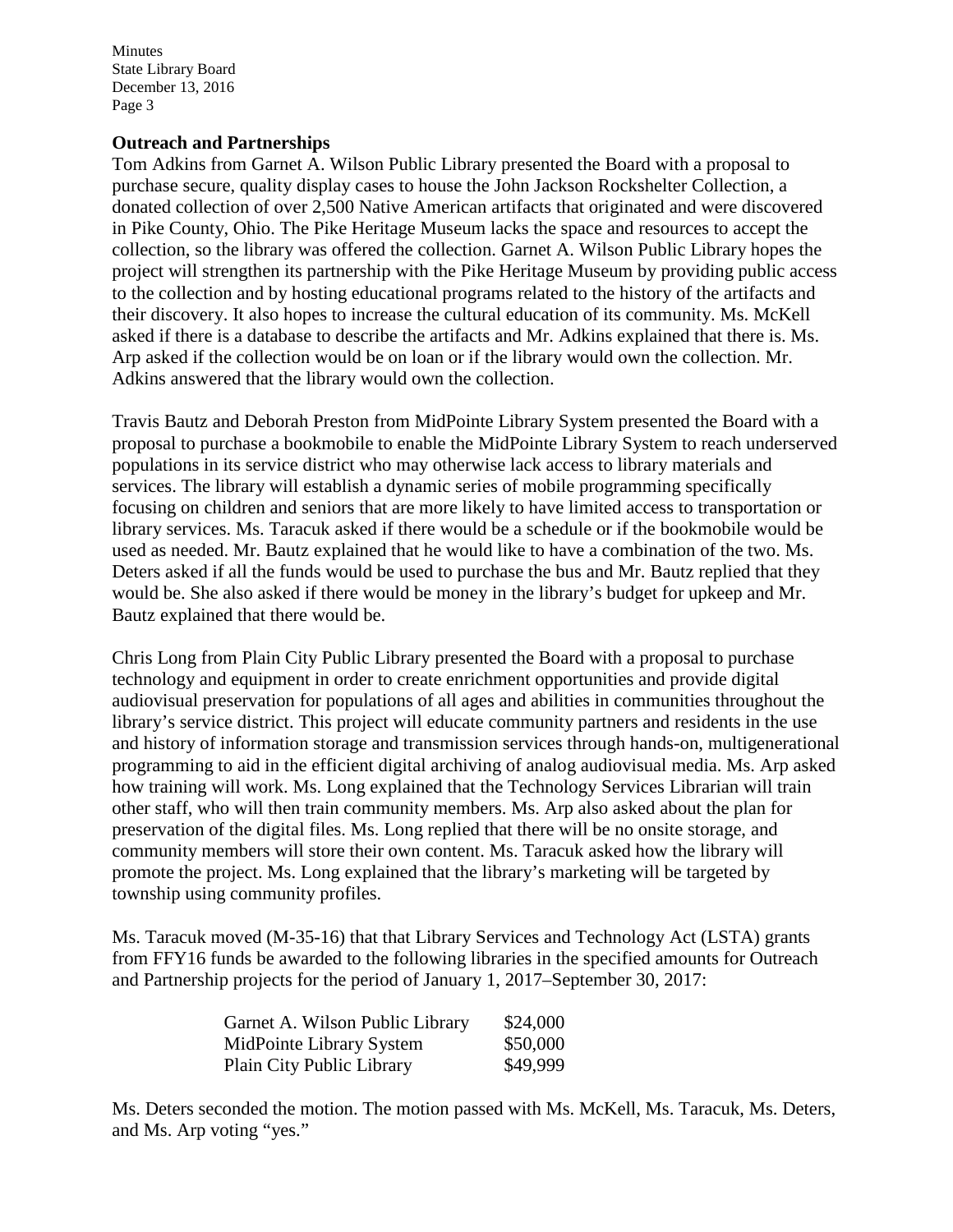## Outreach and Partnerships

Tom Adkins from Garnet A. Wilson Public Library presented the Board with a proposal to purchase secure, quality display cases to house the John Jackson Rockshelter Collection, a donated collection of over 2,500 Native American artifacts that originated and were discovered in Pike County, Ohio. The Pike Heritage Museum lacks the space and resources to accept the collection, so the library was offered the collection. Garnet A. Wilson Public Library hopes the project will strengthen its partnership with the Pike Heritage Museum by providing public access to the collection and by hosting educational programs related to the history of the artifacts and their discovery. It also hopes to increase the cultural education of its community. Ms. McKell asked if there is a database to describe the artifacts and Mr. Adkins explained that there is. Ms. Arp asked if the collection would be on loan or if the library would own the collection. Mr. Adkins answered that the library would own the collection.

Travis Bautz and Deborah Preston from MidPointe Library System presented the Board with a proposal to purchase a bookmobile to enable the MidPointe Library System to reach underserved populations in its service district who may otherwise lack access to library materials and services. The library will establish a dynamic series of mobile programming specifically focusing on children and seniors that are more likely to have limited access to transportation or library services. Ms. Taracuk asked if there would be a schedule or if the bookmobile would be used as needed. Mr. Bautz explained that he would like to have a combination of the two. Ms. Deters asked if all the funds would be used to purchase the bus and Mr. Bautz replied that they would be. She also asked if there would be money in the library's budget for upkeep and Mr. Bautz explained that there would be.

Chris Long from Plain City Public Library presented the Board with a proposal to purchase technology and equipment in order to create enrichment opportunities and provide digital audiovisual preservation for populations of all ages and abilities in communities throughout the library's service district. This project will educate community partners and residents in the use and history of information storage and transmission services through hands-on, multigenerational programming to aid in the efficient digital archiving of analog audiovisual media. Ms. Arp asked how training will work. Ms. Long explained that the Technology Services Librarian will train other staff, who will then train community members. Ms. Arp also asked about the plan for preservation of the digital files. Ms. Long replied that there will be no onsite storage, and community members will store their own content. Ms. Taracuk asked how the library will promote the project. Ms. Long explained that the library's marketing will be targeted by township using community profiles.

Ms. Taracuk moved (M-35-16) that that Library Services and Technology Act (LSTA) grants from FFY16 funds be awarded to the following libraries in the specified amounts for Outreach and Partnership projects for the period of January 1, 2017–September 30, 2017:

| | |
|---|---|
| Garnet A. Wilson Public Library | $24,000 |
| MidPointe Library System | $50,000 |
| Plain City Public Library | $49,999 |

Ms. Deters seconded the motion. The motion passed with Ms. McKell, Ms. Taracuk, Ms. Deters, and Ms. Arp voting "yes."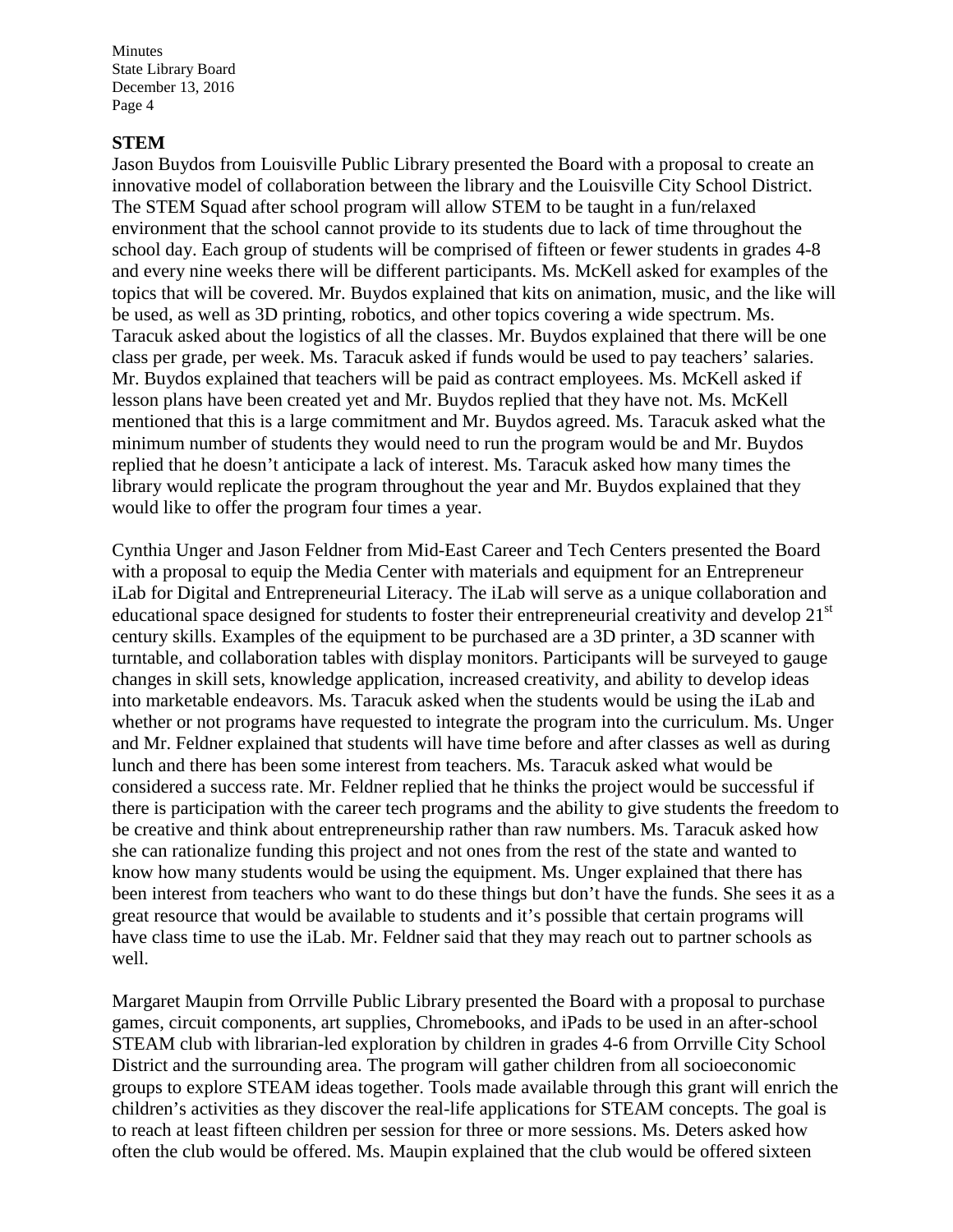## STEM

Jason Buydos from Louisville Public Library presented the Board with a proposal to create an innovative model of collaboration between the library and the Louisville City School District. The STEM Squad after school program will allow STEM to be taught in a fun/relaxed environment that the school cannot provide to its students due to lack of time throughout the school day. Each group of students will be comprised of fifteen or fewer students in grades 4-8 and every nine weeks there will be different participants. Ms. McKell asked for examples of the topics that will be covered. Mr. Buydos explained that kits on animation, music, and the like will be used, as well as 3D printing, robotics, and other topics covering a wide spectrum. Ms. Taracuk asked about the logistics of all the classes. Mr. Buydos explained that there will be one class per grade, per week. Ms. Taracuk asked if funds would be used to pay teachers' salaries. Mr. Buydos explained that teachers will be paid as contract employees. Ms. McKell asked if lesson plans have been created yet and Mr. Buydos replied that they have not. Ms. McKell mentioned that this is a large commitment and Mr. Buydos agreed. Ms. Taracuk asked what the minimum number of students they would need to run the program would be and Mr. Buydos replied that he doesn't anticipate a lack of interest. Ms. Taracuk asked how many times the library would replicate the program throughout the year and Mr. Buydos explained that they would like to offer the program four times a year.

Cynthia Unger and Jason Feldner from Mid-East Career and Tech Centers presented the Board with a proposal to equip the Media Center with materials and equipment for an Entrepreneur iLab for Digital and Entrepreneurial Literacy. The iLab will serve as a unique collaboration and educational space designed for students to foster their entrepreneurial creativity and develop 21st century skills. Examples of the equipment to be purchased are a 3D printer, a 3D scanner with turntable, and collaboration tables with display monitors. Participants will be surveyed to gauge changes in skill sets, knowledge application, increased creativity, and ability to develop ideas into marketable endeavors. Ms. Taracuk asked when the students would be using the iLab and whether or not programs have requested to integrate the program into the curriculum. Ms. Unger and Mr. Feldner explained that students will have time before and after classes as well as during lunch and there has been some interest from teachers. Ms. Taracuk asked what would be considered a success rate. Mr. Feldner replied that he thinks the project would be successful if there is participation with the career tech programs and the ability to give students the freedom to be creative and think about entrepreneurship rather than raw numbers. Ms. Taracuk asked how she can rationalize funding this project and not ones from the rest of the state and wanted to know how many students would be using the equipment. Ms. Unger explained that there has been interest from teachers who want to do these things but don't have the funds. She sees it as a great resource that would be available to students and it's possible that certain programs will have class time to use the iLab. Mr. Feldner said that they may reach out to partner schools as well.

Margaret Maupin from Orrville Public Library presented the Board with a proposal to purchase games, circuit components, art supplies, Chromebooks, and iPads to be used in an after-school STEAM club with librarian-led exploration by children in grades 4-6 from Orrville City School District and the surrounding area. The program will gather children from all socioeconomic groups to explore STEAM ideas together. Tools made available through this grant will enrich the children's activities as they discover the real-life applications for STEAM concepts. The goal is to reach at least fifteen children per session for three or more sessions. Ms. Deters asked how often the club would be offered. Ms. Maupin explained that the club would be offered sixteen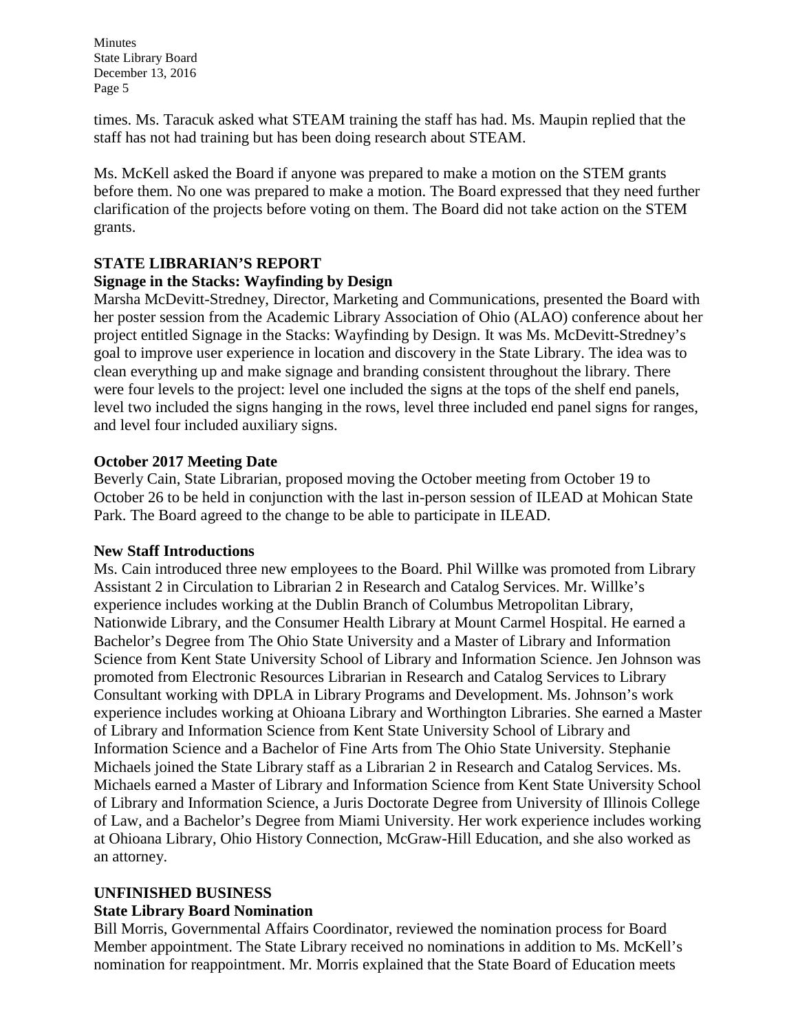times. Ms. Taracuk asked what STEAM training the staff has had. Ms. Maupin replied that the staff has not had training but has been doing research about STEAM.

Ms. McKell asked the Board if anyone was prepared to make a motion on the STEM grants before them. No one was prepared to make a motion. The Board expressed that they need further clarification of the projects before voting on them. The Board did not take action on the STEM grants.

## STATE LIBRARIAN'S REPORT

### Signage in the Stacks: Wayfinding by Design

Marsha McDevitt-Stredney, Director, Marketing and Communications, presented the Board with her poster session from the Academic Library Association of Ohio (ALAO) conference about her project entitled Signage in the Stacks: Wayfinding by Design. It was Ms. McDevitt-Stredney's goal to improve user experience in location and discovery in the State Library. The idea was to clean everything up and make signage and branding consistent throughout the library. There were four levels to the project: level one included the signs at the tops of the shelf end panels, level two included the signs hanging in the rows, level three included end panel signs for ranges, and level four included auxiliary signs.

### October 2017 Meeting Date

Beverly Cain, State Librarian, proposed moving the October meeting from October 19 to October 26 to be held in conjunction with the last in-person session of ILEAD at Mohican State Park. The Board agreed to the change to be able to participate in ILEAD.

### New Staff Introductions

Ms. Cain introduced three new employees to the Board. Phil Willke was promoted from Library Assistant 2 in Circulation to Librarian 2 in Research and Catalog Services. Mr. Willke's experience includes working at the Dublin Branch of Columbus Metropolitan Library, Nationwide Library, and the Consumer Health Library at Mount Carmel Hospital. He earned a Bachelor's Degree from The Ohio State University and a Master of Library and Information Science from Kent State University School of Library and Information Science. Jen Johnson was promoted from Electronic Resources Librarian in Research and Catalog Services to Library Consultant working with DPLA in Library Programs and Development. Ms. Johnson's work experience includes working at Ohioana Library and Worthington Libraries. She earned a Master of Library and Information Science from Kent State University School of Library and Information Science and a Bachelor of Fine Arts from The Ohio State University. Stephanie Michaels joined the State Library staff as a Librarian 2 in Research and Catalog Services. Ms. Michaels earned a Master of Library and Information Science from Kent State University School of Library and Information Science, a Juris Doctorate Degree from University of Illinois College of Law, and a Bachelor's Degree from Miami University. Her work experience includes working at Ohioana Library, Ohio History Connection, McGraw-Hill Education, and she also worked as an attorney.

## UNFINISHED BUSINESS

### State Library Board Nomination

Bill Morris, Governmental Affairs Coordinator, reviewed the nomination process for Board Member appointment. The State Library received no nominations in addition to Ms. McKell's nomination for reappointment. Mr. Morris explained that the State Board of Education meets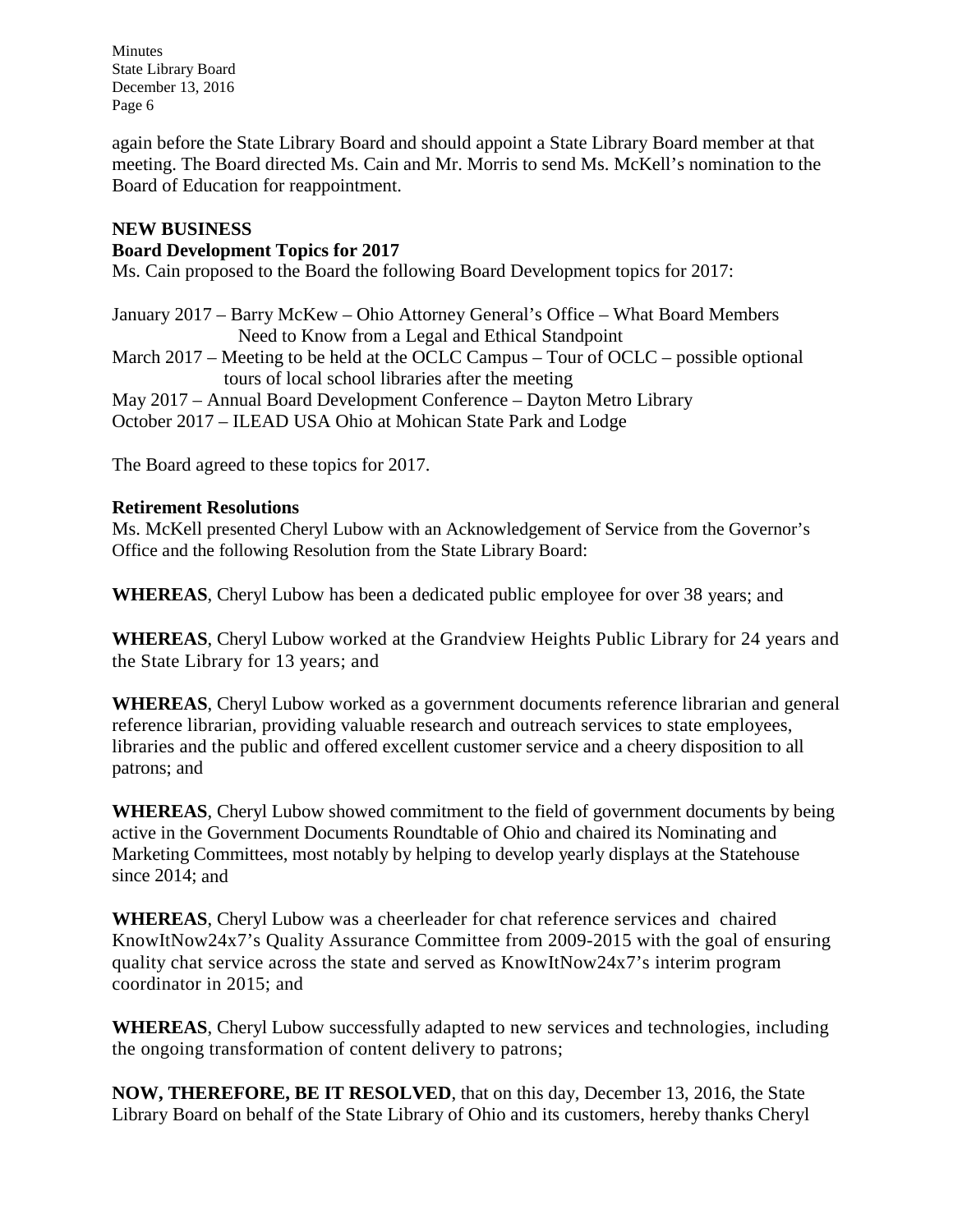again before the State Library Board and should appoint a State Library Board member at that meeting. The Board directed Ms. Cain and Mr. Morris to send Ms. McKell's nomination to the Board of Education for reappointment.

## NEW BUSINESS

### Board Development Topics for 2017

Ms. Cain proposed to the Board the following Board Development topics for 2017:

January 2017 – Barry McKew – Ohio Attorney General's Office – What Board Members Need to Know from a Legal and Ethical Standpoint
March 2017 – Meeting to be held at the OCLC Campus – Tour of OCLC – possible optional tours of local school libraries after the meeting
May 2017 – Annual Board Development Conference – Dayton Metro Library
October 2017 – ILEAD USA Ohio at Mohican State Park and Lodge

The Board agreed to these topics for 2017.

### Retirement Resolutions

Ms. McKell presented Cheryl Lubow with an Acknowledgement of Service from the Governor's Office and the following Resolution from the State Library Board:

**WHEREAS**, Cheryl Lubow has been a dedicated public employee for over 38 years; and

**WHEREAS**, Cheryl Lubow worked at the Grandview Heights Public Library for 24 years and the State Library for 13 years; and

**WHEREAS**, Cheryl Lubow worked as a government documents reference librarian and general reference librarian, providing valuable research and outreach services to state employees, libraries and the public and offered excellent customer service and a cheery disposition to all patrons; and

**WHEREAS**, Cheryl Lubow showed commitment to the field of government documents by being active in the Government Documents Roundtable of Ohio and chaired its Nominating and Marketing Committees, most notably by helping to develop yearly displays at the Statehouse since 2014; and

**WHEREAS**, Cheryl Lubow was a cheerleader for chat reference services and chaired KnowItNow24x7's Quality Assurance Committee from 2009-2015 with the goal of ensuring quality chat service across the state and served as KnowItNow24x7's interim program coordinator in 2015; and

**WHEREAS**, Cheryl Lubow successfully adapted to new services and technologies, including the ongoing transformation of content delivery to patrons;

**NOW, THEREFORE, BE IT RESOLVED**, that on this day, December 13, 2016, the State Library Board on behalf of the State Library of Ohio and its customers, hereby thanks Cheryl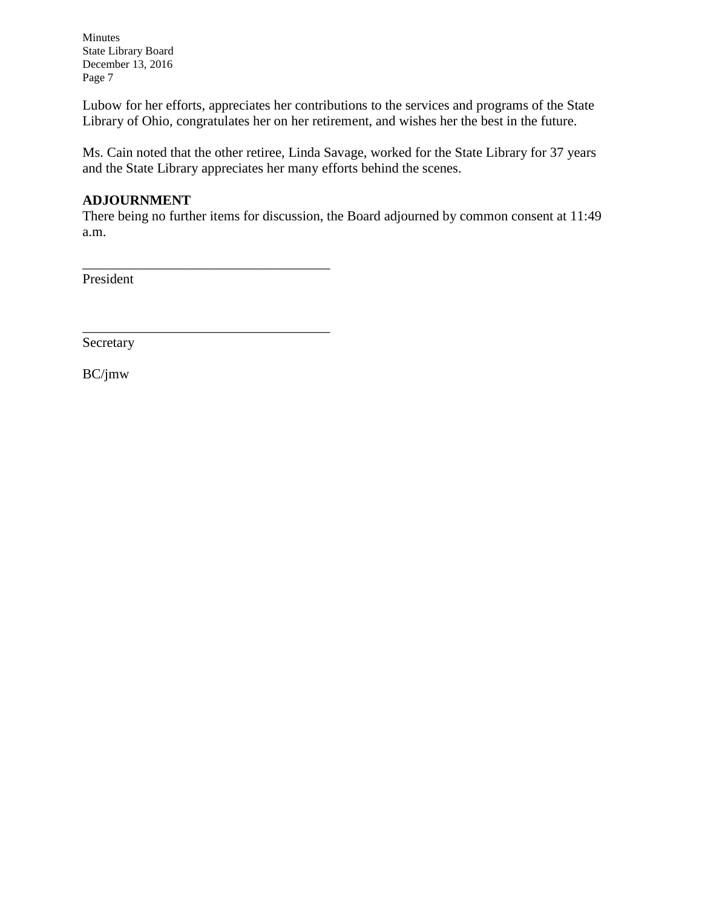Lubow for her efforts, appreciates her contributions to the services and programs of the State Library of Ohio, congratulates her on her retirement, and wishes her the best in the future.

Ms. Cain noted that the other retiree, Linda Savage, worked for the State Library for 37 years and the State Library appreciates her many efforts behind the scenes.

**ADJOURNMENT**

There being no further items for discussion, the Board adjourned by common consent at 11:49 a.m.

\_\_\_\_\_\_\_\_\_\_\_\_\_\_\_\_\_\_\_\_\_\_\_\_\_\_\_\_\_\_\_\_\_\_\_\_

President

\_\_\_\_\_\_\_\_\_\_\_\_\_\_\_\_\_\_\_\_\_\_\_\_\_\_\_\_\_\_\_\_\_\_\_\_

Secretary

BC/jmw